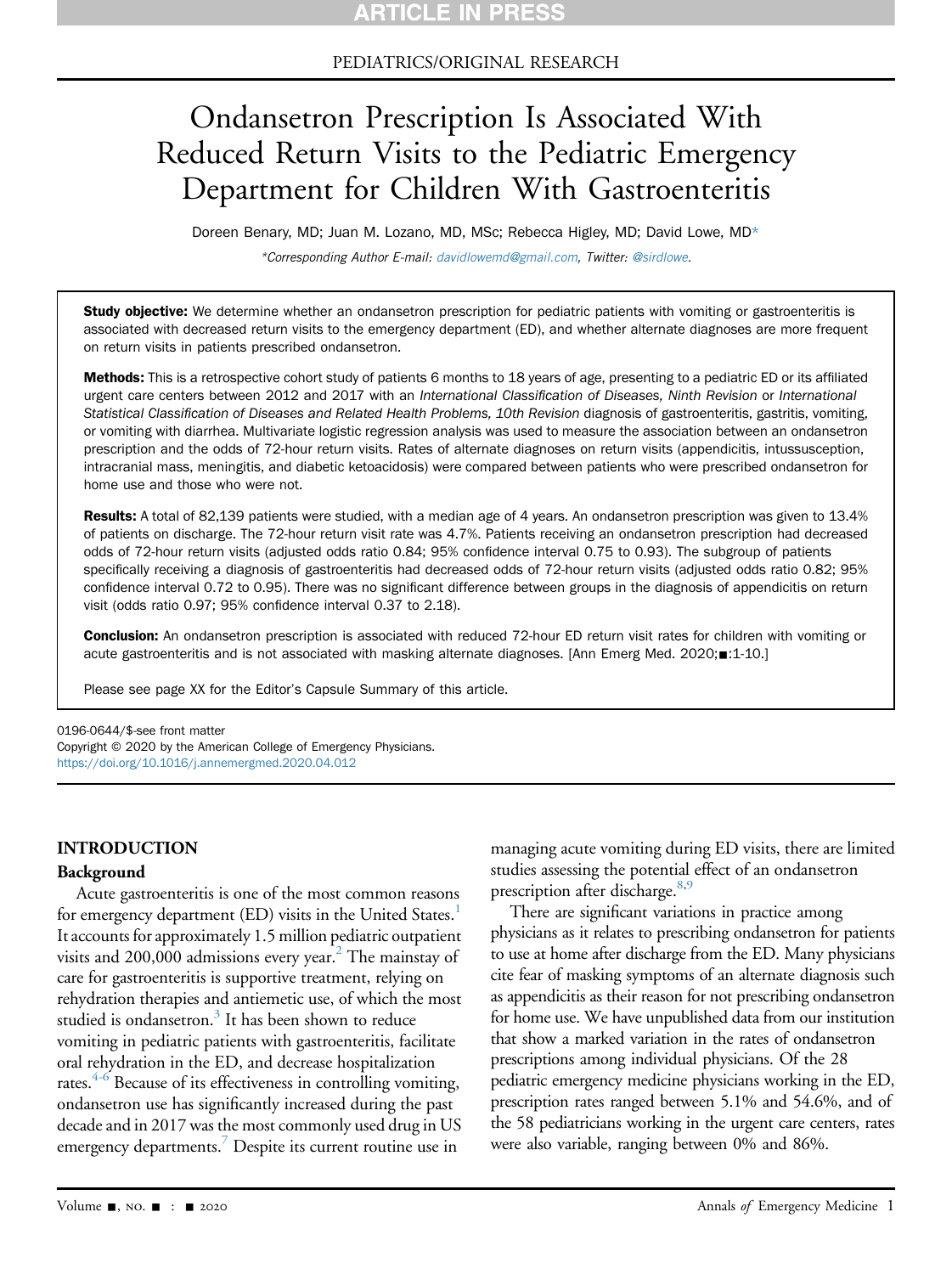PEDIATRICS/ORIGINAL RESEARCH

# Ondansetron Prescription Is Associated With Reduced Return Visits to the Pediatric Emergency Department for Children With Gastroenteritis

Doreen Benary, MD; Juan M. Lozano, MD, MSc; Rebecca Higley, MD; David Lowe, MD*

*Corresponding Author E-mail: davidlowemd@gmail.com, Twitter: @sirdlowe.

**Study objective:** We determine whether an ondansetron prescription for pediatric patients with vomiting or gastroenteritis is associated with decreased return visits to the emergency department (ED), and whether alternate diagnoses are more frequent on return visits in patients prescribed ondansetron.

**Methods:** This is a retrospective cohort study of patients 6 months to 18 years of age, presenting to a pediatric ED or its affiliated urgent care centers between 2012 and 2017 with an *International Classification of Diseases, Ninth Revision* or *International Statistical Classification of Diseases and Related Health Problems, 10th Revision* diagnosis of gastroenteritis, gastritis, vomiting, or vomiting with diarrhea. Multivariate logistic regression analysis was used to measure the association between an ondansetron prescription and the odds of 72-hour return visits. Rates of alternate diagnoses on return visits (appendicitis, intussusception, intracranial mass, meningitis, and diabetic ketoacidosis) were compared between patients who were prescribed ondansetron for home use and those who were not.

**Results:** A total of 82,139 patients were studied, with a median age of 4 years. An ondansetron prescription was given to 13.4% of patients on discharge. The 72-hour return visit rate was 4.7%. Patients receiving an ondansetron prescription had decreased odds of 72-hour return visits (adjusted odds ratio 0.84; 95% confidence interval 0.75 to 0.93). The subgroup of patients specifically receiving a diagnosis of gastroenteritis had decreased odds of 72-hour return visits (adjusted odds ratio 0.82; 95% confidence interval 0.72 to 0.95). There was no significant difference between groups in the diagnosis of appendicitis on return visit (odds ratio 0.97; 95% confidence interval 0.37 to 2.18).

**Conclusion:** An ondansetron prescription is associated with reduced 72-hour ED return visit rates for children with vomiting or acute gastroenteritis and is not associated with masking alternate diagnoses. [Ann Emerg Med. 2020;■:1-10.]

Please see page XX for the Editor's Capsule Summary of this article.

0196-0644/$-see front matter
Copyright © 2020 by the American College of Emergency Physicians.
https://doi.org/10.1016/j.annemergmed.2020.04.012

## INTRODUCTION

### Background

Acute gastroenteritis is one of the most common reasons for emergency department (ED) visits in the United States.[1] It accounts for approximately 1.5 million pediatric outpatient visits and 200,000 admissions every year.[2] The mainstay of care for gastroenteritis is supportive treatment, relying on rehydration therapies and antiemetic use, of which the most studied is ondansetron.[3] It has been shown to reduce vomiting in pediatric patients with gastroenteritis, facilitate oral rehydration in the ED, and decrease hospitalization rates.[4-6] Because of its effectiveness in controlling vomiting, ondansetron use has significantly increased during the past decade and in 2017 was the most commonly used drug in US emergency departments.[7] Despite its current routine use in managing acute vomiting during ED visits, there are limited studies assessing the potential effect of an ondansetron prescription after discharge.[8,9]

There are significant variations in practice among physicians as it relates to prescribing ondansetron for patients to use at home after discharge from the ED. Many physicians cite fear of masking symptoms of an alternate diagnosis such as appendicitis as their reason for not prescribing ondansetron for home use. We have unpublished data from our institution that show a marked variation in the rates of ondansetron prescriptions among individual physicians. Of the 28 pediatric emergency medicine physicians working in the ED, prescription rates ranged between 5.1% and 54.6%, and of the 58 pediatricians working in the urgent care centers, rates were also variable, ranging between 0% and 86%.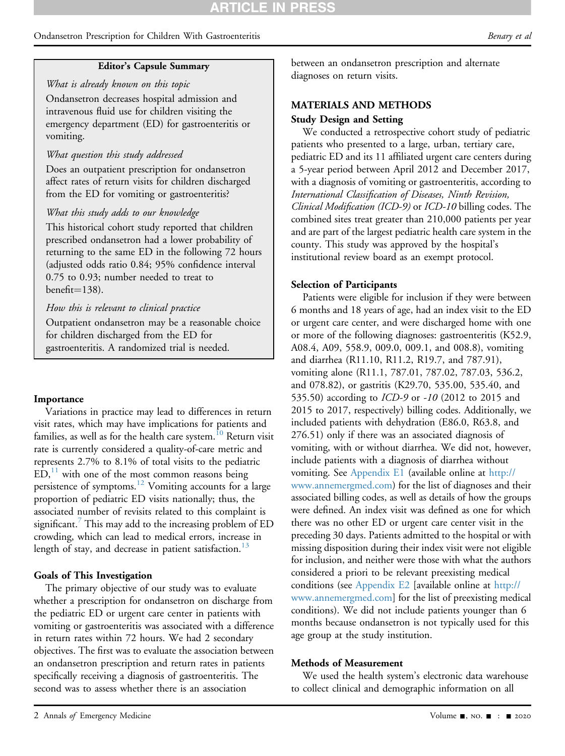**Editor's Capsule Summary**

*What is already known on this topic*

Ondansetron decreases hospital admission and intravenous fluid use for children visiting the emergency department (ED) for gastroenteritis or vomiting.

*What question this study addressed*

Does an outpatient prescription for ondansetron affect rates of return visits for children discharged from the ED for vomiting or gastroenteritis?

*What this study adds to our knowledge*

This historical cohort study reported that children prescribed ondansetron had a lower probability of returning to the same ED in the following 72 hours (adjusted odds ratio 0.84; 95% confidence interval 0.75 to 0.93; number needed to treat to benefit=138).

*How this is relevant to clinical practice*

Outpatient ondansetron may be a reasonable choice for children discharged from the ED for gastroenteritis. A randomized trial is needed.

### Importance

Variations in practice may lead to differences in return visit rates, which may have implications for patients and families, as well as for the health care system.[10] Return visit rate is currently considered a quality-of-care metric and represents 2.7% to 8.1% of total visits to the pediatric ED,[11] with one of the most common reasons being persistence of symptoms.[12] Vomiting accounts for a large proportion of pediatric ED visits nationally; thus, the associated number of revisits related to this complaint is significant.[7] This may add to the increasing problem of ED crowding, which can lead to medical errors, increase in length of stay, and decrease in patient satisfaction.[13]

### Goals of This Investigation

The primary objective of our study was to evaluate whether a prescription for ondansetron on discharge from the pediatric ED or urgent care center in patients with vomiting or gastroenteritis was associated with a difference in return rates within 72 hours. We had 2 secondary objectives. The first was to evaluate the association between an ondansetron prescription and return rates in patients specifically receiving a diagnosis of gastroenteritis. The second was to assess whether there is an association between an ondansetron prescription and alternate diagnoses on return visits.

## MATERIALS AND METHODS

### Study Design and Setting

We conducted a retrospective cohort study of pediatric patients who presented to a large, urban, tertiary care, pediatric ED and its 11 affiliated urgent care centers during a 5-year period between April 2012 and December 2017, with a diagnosis of vomiting or gastroenteritis, according to *International Classification of Diseases, Ninth Revision, Clinical Modification (ICD-9)* or *ICD-10* billing codes. The combined sites treat greater than 210,000 patients per year and are part of the largest pediatric health care system in the county. This study was approved by the hospital's institutional review board as an exempt protocol.

### Selection of Participants

Patients were eligible for inclusion if they were between 6 months and 18 years of age, had an index visit to the ED or urgent care center, and were discharged home with one or more of the following diagnoses: gastroenteritis (K52.9, A08.4, A09, 558.9, 009.0, 009.1, and 008.8), vomiting and diarrhea (R11.10, R11.2, R19.7, and 787.91), vomiting alone (R11.1, 787.01, 787.02, 787.03, 536.2, and 078.82), or gastritis (K29.70, 535.00, 535.40, and 535.50) according to *ICD-9* or *-10* (2012 to 2015 and 2015 to 2017, respectively) billing codes. Additionally, we included patients with dehydration (E86.0, R63.8, and 276.51) only if there was an associated diagnosis of vomiting, with or without diarrhea. We did not, however, include patients with a diagnosis of diarrhea without vomiting. See Appendix E1 (available online at http://www.annemergmed.com) for the list of diagnoses and their associated billing codes, as well as details of how the groups were defined. An index visit was defined as one for which there was no other ED or urgent care center visit in the preceding 30 days. Patients admitted to the hospital or with missing disposition during their index visit were not eligible for inclusion, and neither were those with what the authors considered a priori to be relevant preexisting medical conditions (see Appendix E2 [available online at http://www.annemergmed.com] for the list of preexisting medical conditions). We did not include patients younger than 6 months because ondansetron is not typically used for this age group at the study institution.

### Methods of Measurement

We used the health system's electronic data warehouse to collect clinical and demographic information on all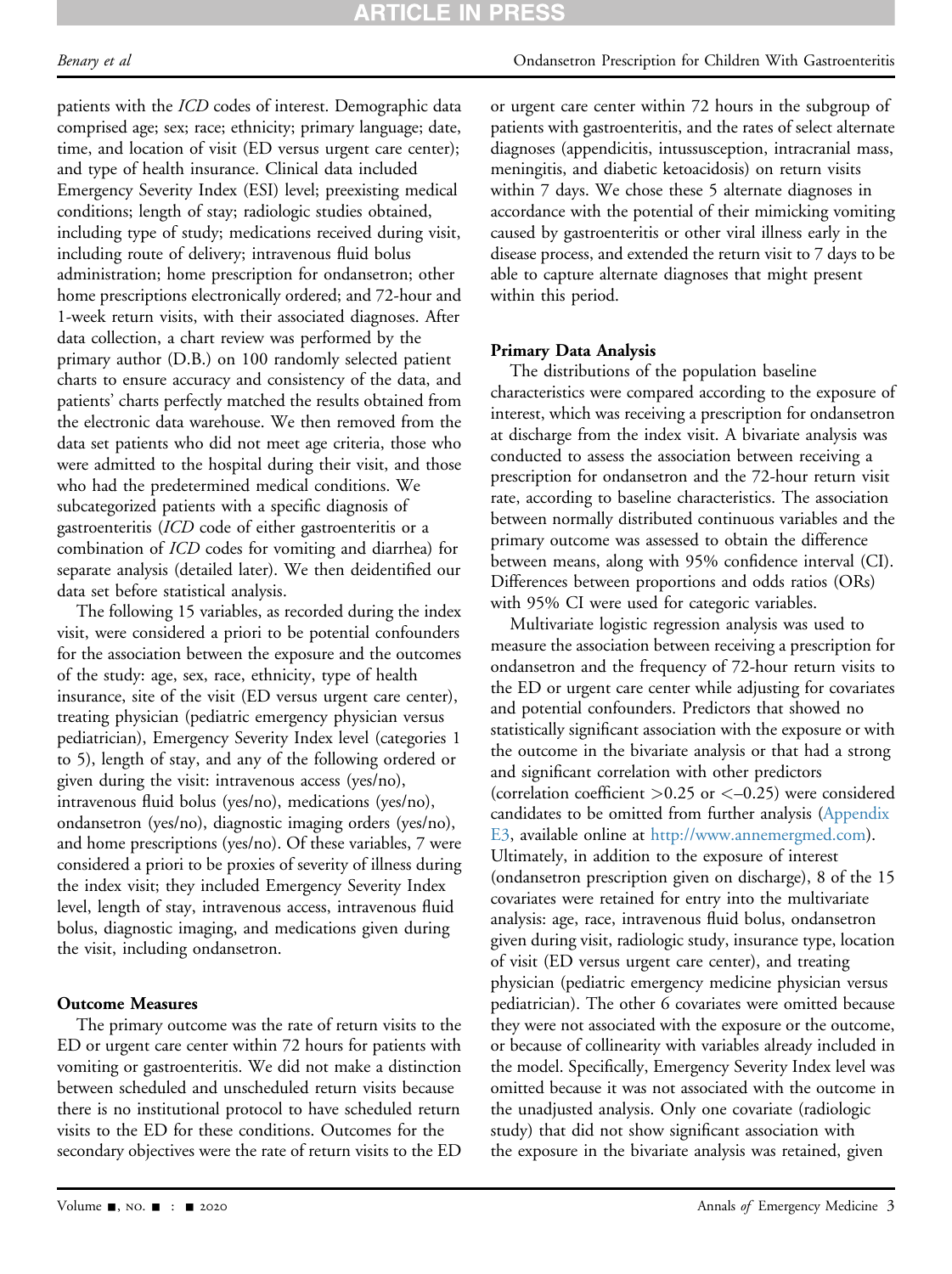patients with the *ICD* codes of interest. Demographic data comprised age; sex; race; ethnicity; primary language; date, time, and location of visit (ED versus urgent care center); and type of health insurance. Clinical data included Emergency Severity Index (ESI) level; preexisting medical conditions; length of stay; radiologic studies obtained, including type of study; medications received during visit, including route of delivery; intravenous fluid bolus administration; home prescription for ondansetron; other home prescriptions electronically ordered; and 72-hour and 1-week return visits, with their associated diagnoses. After data collection, a chart review was performed by the primary author (D.B.) on 100 randomly selected patient charts to ensure accuracy and consistency of the data, and patients' charts perfectly matched the results obtained from the electronic data warehouse. We then removed from the data set patients who did not meet age criteria, those who were admitted to the hospital during their visit, and those who had the predetermined medical conditions. We subcategorized patients with a specific diagnosis of gastroenteritis (*ICD* code of either gastroenteritis or a combination of *ICD* codes for vomiting and diarrhea) for separate analysis (detailed later). We then deidentified our data set before statistical analysis.

The following 15 variables, as recorded during the index visit, were considered a priori to be potential confounders for the association between the exposure and the outcomes of the study: age, sex, race, ethnicity, type of health insurance, site of the visit (ED versus urgent care center), treating physician (pediatric emergency physician versus pediatrician), Emergency Severity Index level (categories 1 to 5), length of stay, and any of the following ordered or given during the visit: intravenous access (yes/no), intravenous fluid bolus (yes/no), medications (yes/no), ondansetron (yes/no), diagnostic imaging orders (yes/no), and home prescriptions (yes/no). Of these variables, 7 were considered a priori to be proxies of severity of illness during the index visit; they included Emergency Severity Index level, length of stay, intravenous access, intravenous fluid bolus, diagnostic imaging, and medications given during the visit, including ondansetron.

### Outcome Measures

The primary outcome was the rate of return visits to the ED or urgent care center within 72 hours for patients with vomiting or gastroenteritis. We did not make a distinction between scheduled and unscheduled return visits because there is no institutional protocol to have scheduled return visits to the ED for these conditions. Outcomes for the secondary objectives were the rate of return visits to the ED or urgent care center within 72 hours in the subgroup of patients with gastroenteritis, and the rates of select alternate diagnoses (appendicitis, intussusception, intracranial mass, meningitis, and diabetic ketoacidosis) on return visits within 7 days. We chose these 5 alternate diagnoses in accordance with the potential of their mimicking vomiting caused by gastroenteritis or other viral illness early in the disease process, and extended the return visit to 7 days to be able to capture alternate diagnoses that might present within this period.

### Primary Data Analysis

The distributions of the population baseline characteristics were compared according to the exposure of interest, which was receiving a prescription for ondansetron at discharge from the index visit. A bivariate analysis was conducted to assess the association between receiving a prescription for ondansetron and the 72-hour return visit rate, according to baseline characteristics. The association between normally distributed continuous variables and the primary outcome was assessed to obtain the difference between means, along with 95% confidence interval (CI). Differences between proportions and odds ratios (ORs) with 95% CI were used for categoric variables.

Multivariate logistic regression analysis was used to measure the association between receiving a prescription for ondansetron and the frequency of 72-hour return visits to the ED or urgent care center while adjusting for covariates and potential confounders. Predictors that showed no statistically significant association with the exposure or with the outcome in the bivariate analysis or that had a strong and significant correlation with other predictors (correlation coefficient $>0.25$ or $<-0.25$) were considered candidates to be omitted from further analysis (Appendix E3, available online at http://www.annemergmed.com). Ultimately, in addition to the exposure of interest (ondansetron prescription given on discharge), 8 of the 15 covariates were retained for entry into the multivariate analysis: age, race, intravenous fluid bolus, ondansetron given during visit, radiologic study, insurance type, location of visit (ED versus urgent care center), and treating physician (pediatric emergency medicine physician versus pediatrician). The other 6 covariates were omitted because they were not associated with the exposure or the outcome, or because of collinearity with variables already included in the model. Specifically, Emergency Severity Index level was omitted because it was not associated with the outcome in the unadjusted analysis. Only one covariate (radiologic study) that did not show significant association with the exposure in the bivariate analysis was retained, given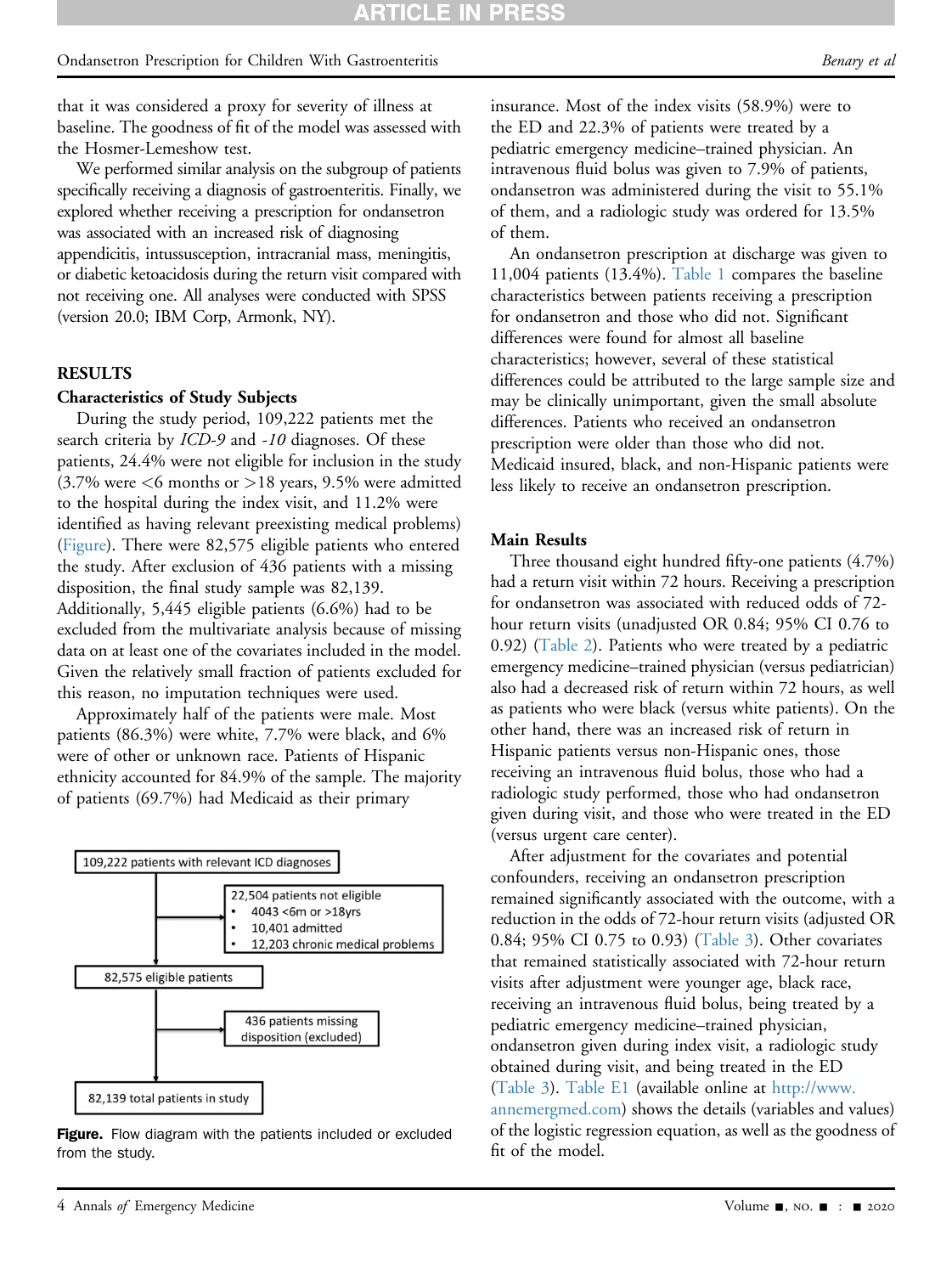that it was considered a proxy for severity of illness at baseline. The goodness of fit of the model was assessed with the Hosmer-Lemeshow test.

We performed similar analysis on the subgroup of patients specifically receiving a diagnosis of gastroenteritis. Finally, we explored whether receiving a prescription for ondansetron was associated with an increased risk of diagnosing appendicitis, intussusception, intracranial mass, meningitis, or diabetic ketoacidosis during the return visit compared with not receiving one. All analyses were conducted with SPSS (version 20.0; IBM Corp, Armonk, NY).

## RESULTS

### Characteristics of Study Subjects

During the study period, 109,222 patients met the search criteria by *ICD-9* and *-10* diagnoses. Of these patients, 24.4% were not eligible for inclusion in the study (3.7% were <6 months or >18 years, 9.5% were admitted to the hospital during the index visit, and 11.2% were identified as having relevant preexisting medical problems) (Figure). There were 82,575 eligible patients who entered the study. After exclusion of 436 patients with a missing disposition, the final study sample was 82,139. Additionally, 5,445 eligible patients (6.6%) had to be excluded from the multivariate analysis because of missing data on at least one of the covariates included in the model. Given the relatively small fraction of patients excluded for this reason, no imputation techniques were used.

Approximately half of the patients were male. Most patients (86.3%) were white, 7.7% were black, and 6% were of other or unknown race. Patients of Hispanic ethnicity accounted for 84.9% of the sample. The majority of patients (69.7%) had Medicaid as their primary insurance. Most of the index visits (58.9%) were to the ED and 22.3% of patients were treated by a pediatric emergency medicine–trained physician. An intravenous fluid bolus was given to 7.9% of patients, ondansetron was administered during the visit to 55.1% of them, and a radiologic study was ordered for 13.5% of them.

An ondansetron prescription at discharge was given to 11,004 patients (13.4%). Table 1 compares the baseline characteristics between patients receiving a prescription for ondansetron and those who did not. Significant differences were found for almost all baseline characteristics; however, several of these statistical differences could be attributed to the large sample size and may be clinically unimportant, given the small absolute differences. Patients who received an ondansetron prescription were older than those who did not. Medicaid insured, black, and non-Hispanic patients were less likely to receive an ondansetron prescription.

109,222 patients with relevant ICD diagnoses

22,504 patients not eligible
- 4043 <6m or >18yrs
- 10,401 admitted
- 12,203 chronic medical problems

82,575 eligible patients

436 patients missing disposition (excluded)

82,139 total patients in study

**Figure.** Flow diagram with the patients included or excluded from the study.

### Main Results

Three thousand eight hundred fifty-one patients (4.7%) had a return visit within 72 hours. Receiving a prescription for ondansetron was associated with reduced odds of 72-hour return visits (unadjusted OR 0.84; 95% CI 0.76 to 0.92) (Table 2). Patients who were treated by a pediatric emergency medicine–trained physician (versus pediatrician) also had a decreased risk of return within 72 hours, as well as patients who were black (versus white patients). On the other hand, there was an increased risk of return in Hispanic patients versus non-Hispanic ones, those receiving an intravenous fluid bolus, those who had a radiologic study performed, those who had ondansetron given during visit, and those who were treated in the ED (versus urgent care center).

After adjustment for the covariates and potential confounders, receiving an ondansetron prescription remained significantly associated with the outcome, with a reduction in the odds of 72-hour return visits (adjusted OR 0.84; 95% CI 0.75 to 0.93) (Table 3). Other covariates that remained statistically associated with 72-hour return visits after adjustment were younger age, black race, receiving an intravenous fluid bolus, being treated by a pediatric emergency medicine–trained physician, ondansetron given during index visit, a radiologic study obtained during visit, and being treated in the ED (Table 3). Table E1 (available online at http://www.annemergmed.com) shows the details (variables and values) of the logistic regression equation, as well as the goodness of fit of the model.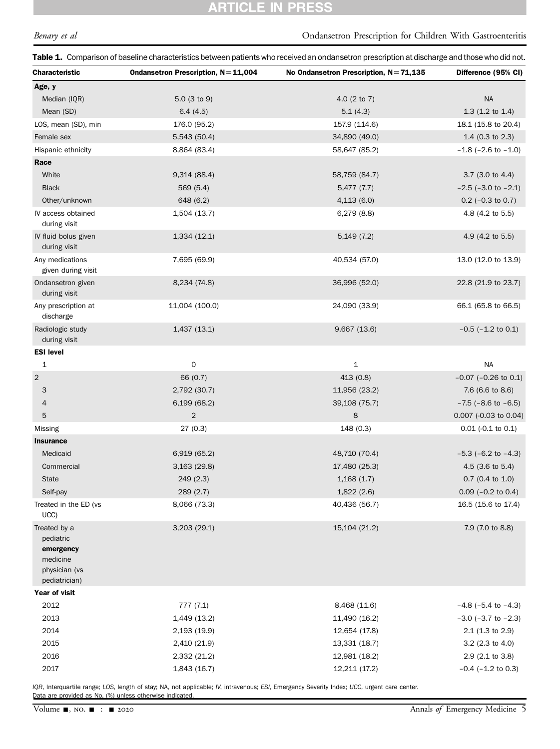**Table 1.** Comparison of baseline characteristics between patients who received an ondansetron prescription at discharge and those who did not.

| Characteristic | Ondansetron Prescription, N=11,004 | No Ondansetron Prescription, N=71,135 | Difference (95% CI) |
|---|---|---|---|
| **Age, y** | | | |
| Median (IQR) | 5.0 (3 to 9) | 4.0 (2 to 7) | NA |
| Mean (SD) | 6.4 (4.5) | 5.1 (4.3) | 1.3 (1.2 to 1.4) |
| LOS, mean (SD), min | 176.0 (95.2) | 157.9 (114.6) | 18.1 (15.8 to 20.4) |
| Female sex | 5,543 (50.4) | 34,890 (49.0) | 1.4 (0.3 to 2.3) |
| Hispanic ethnicity | 8,864 (83.4) | 58,647 (85.2) | −1.8 (−2.6 to −1.0) |
| **Race** | | | |
| White | 9,314 (88.4) | 58,759 (84.7) | 3.7 (3.0 to 4.4) |
| Black | 569 (5.4) | 5,477 (7.7) | −2.5 (−3.0 to −2.1) |
| Other/unknown | 648 (6.2) | 4,113 (6.0) | 0.2 (−0.3 to 0.7) |
| IV access obtained during visit | 1,504 (13.7) | 6,279 (8.8) | 4.8 (4.2 to 5.5) |
| IV fluid bolus given during visit | 1,334 (12.1) | 5,149 (7.2) | 4.9 (4.2 to 5.5) |
| Any medications given during visit | 7,695 (69.9) | 40,534 (57.0) | 13.0 (12.0 to 13.9) |
| Ondansetron given during visit | 8,234 (74.8) | 36,996 (52.0) | 22.8 (21.9 to 23.7) |
| Any prescription at discharge | 11,004 (100.0) | 24,090 (33.9) | 66.1 (65.8 to 66.5) |
| Radiologic study during visit | 1,437 (13.1) | 9,667 (13.6) | −0.5 (−1.2 to 0.1) |
| **ESI level** | | | |
| 1 | 0 | 1 | NA |
| 2 | 66 (0.7) | 413 (0.8) | −0.07 (−0.26 to 0.1) |
| 3 | 2,792 (30.7) | 11,956 (23.2) | 7.6 (6.6 to 8.6) |
| 4 | 6,199 (68.2) | 39,108 (75.7) | −7.5 (−8.6 to −6.5) |
| 5 | 2 | 8 | 0.007 (-0.03 to 0.04) |
| Missing | 27 (0.3) | 148 (0.3) | 0.01 (-0.1 to 0.1) |
| **Insurance** | | | |
| Medicaid | 6,919 (65.2) | 48,710 (70.4) | −5.3 (−6.2 to −4.3) |
| Commercial | 3,163 (29.8) | 17,480 (25.3) | 4.5 (3.6 to 5.4) |
| State | 249 (2.3) | 1,168 (1.7) | 0.7 (0.4 to 1.0) |
| Self-pay | 289 (2.7) | 1,822 (2.6) | 0.09 (−0.2 to 0.4) |
| Treated in the ED (vs UCC) | 8,066 (73.3) | 40,436 (56.7) | 16.5 (15.6 to 17.4) |
| Treated by a pediatric emergency medicine physician (vs pediatrician) | 3,203 (29.1) | 15,104 (21.2) | 7.9 (7.0 to 8.8) |
| **Year of visit** | | | |
| 2012 | 777 (7.1) | 8,468 (11.6) | −4.8 (−5.4 to −4.3) |
| 2013 | 1,449 (13.2) | 11,490 (16.2) | −3.0 (−3.7 to −2.3) |
| 2014 | 2,193 (19.9) | 12,654 (17.8) | 2.1 (1.3 to 2.9) |
| 2015 | 2,410 (21.9) | 13,331 (18.7) | 3.2 (2.3 to 4.0) |
| 2016 | 2,332 (21.2) | 12,981 (18.2) | 2.9 (2.1 to 3.8) |
| 2017 | 1,843 (16.7) | 12,211 (17.2) | −0.4 (−1.2 to 0.3) |

*IQR*, Interquartile range; *LOS*, length of stay; NA, not applicable; *IV*, intravenous; *ESI*, Emergency Severity Index; *UCC*, urgent care center.
Data are provided as No. (%) unless otherwise indicated.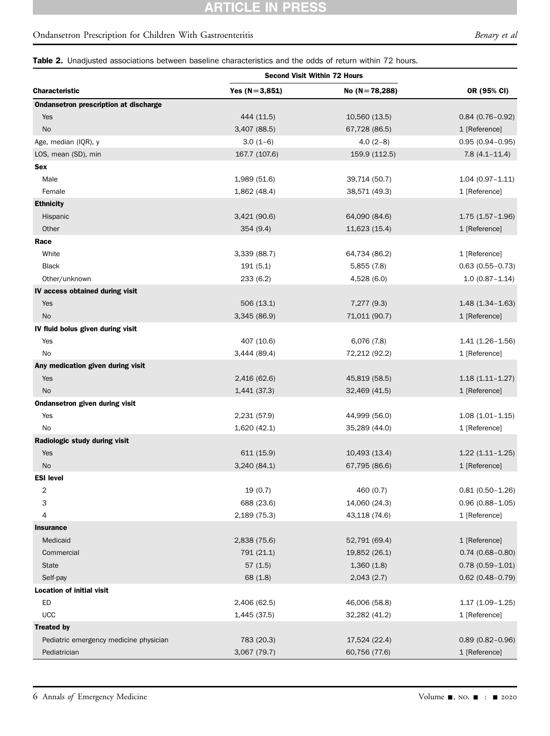**Table 2.** Unadjusted associations between baseline characteristics and the odds of return within 72 hours.

| Characteristic | Second Visit Within 72 Hours | | OR (95% CI) |
|---|---|---|---|
| | Yes (N=3,851) | No (N=78,288) | |
| **Ondansetron prescription at discharge** | | | |
| Yes | 444 (11.5) | 10,560 (13.5) | 0.84 (0.76–0.92) |
| No | 3,407 (88.5) | 67,728 (86.5) | 1 [Reference] |
| Age, median (IQR), y | 3.0 (1–6) | 4.0 (2–8) | 0.95 (0.94–0.95) |
| LOS, mean (SD), min | 167.7 (107.6) | 159.9 (112.5) | 7.8 (4.1–11.4) |
| **Sex** | | | |
| Male | 1,989 (51.6) | 39,714 (50.7) | 1.04 (0.97–1.11) |
| Female | 1,862 (48.4) | 38,571 (49.3) | 1 [Reference] |
| **Ethnicity** | | | |
| Hispanic | 3,421 (90.6) | 64,090 (84.6) | 1.75 (1.57–1.96) |
| Other | 354 (9.4) | 11,623 (15.4) | 1 [Reference] |
| **Race** | | | |
| White | 3,339 (88.7) | 64,734 (86.2) | 1 [Reference] |
| Black | 191 (5.1) | 5,855 (7.8) | 0.63 (0.55–0.73) |
| Other/unknown | 233 (6.2) | 4,528 (6.0) | 1.0 (0.87–1.14) |
| **IV access obtained during visit** | | | |
| Yes | 506 (13.1) | 7,277 (9.3) | 1.48 (1.34–1.63) |
| No | 3,345 (86.9) | 71,011 (90.7) | 1 [Reference] |
| **IV fluid bolus given during visit** | | | |
| Yes | 407 (10.6) | 6,076 (7.8) | 1.41 (1.26–1.56) |
| No | 3,444 (89.4) | 72,212 (92.2) | 1 [Reference] |
| **Any medication given during visit** | | | |
| Yes | 2,416 (62.6) | 45,819 (58.5) | 1.18 (1.11–1.27) |
| No | 1,441 (37.3) | 32,469 (41.5) | 1 [Reference] |
| **Ondansetron given during visit** | | | |
| Yes | 2,231 (57.9) | 44,999 (56.0) | 1.08 (1.01–1.15) |
| No | 1,620 (42.1) | 35,289 (44.0) | 1 [Reference] |
| **Radiologic study during visit** | | | |
| Yes | 611 (15.9) | 10,493 (13.4) | 1.22 (1.11–1.25) |
| No | 3,240 (84.1) | 67,795 (86.6) | 1 [Reference] |
| **ESI level** | | | |
| 2 | 19 (0.7) | 460 (0.7) | 0.81 (0.50–1.26) |
| 3 | 688 (23.6) | 14,060 (24.3) | 0.96 (0.88–1.05) |
| 4 | 2,189 (75.3) | 43,118 (74.6) | 1 [Reference] |
| **Insurance** | | | |
| Medicaid | 2,838 (75.6) | 52,791 (69.4) | 1 [Reference] |
| Commercial | 791 (21.1) | 19,852 (26.1) | 0.74 (0.68–0.80) |
| State | 57 (1.5) | 1,360 (1.8) | 0.78 (0.59–1.01) |
| Self-pay | 68 (1.8) | 2,043 (2.7) | 0.62 (0.48–0.79) |
| **Location of initial visit** | | | |
| ED | 2,406 (62.5) | 46,006 (58.8) | 1.17 (1.09–1.25) |
| UCC | 1,445 (37.5) | 32,282 (41.2) | 1 [Reference] |
| **Treated by** | | | |
| Pediatric emergency medicine physician | 783 (20.3) | 17,524 (22.4) | 0.89 (0.82–0.96) |
| Pediatrician | 3,067 (79.7) | 60,756 (77.6) | 1 [Reference] |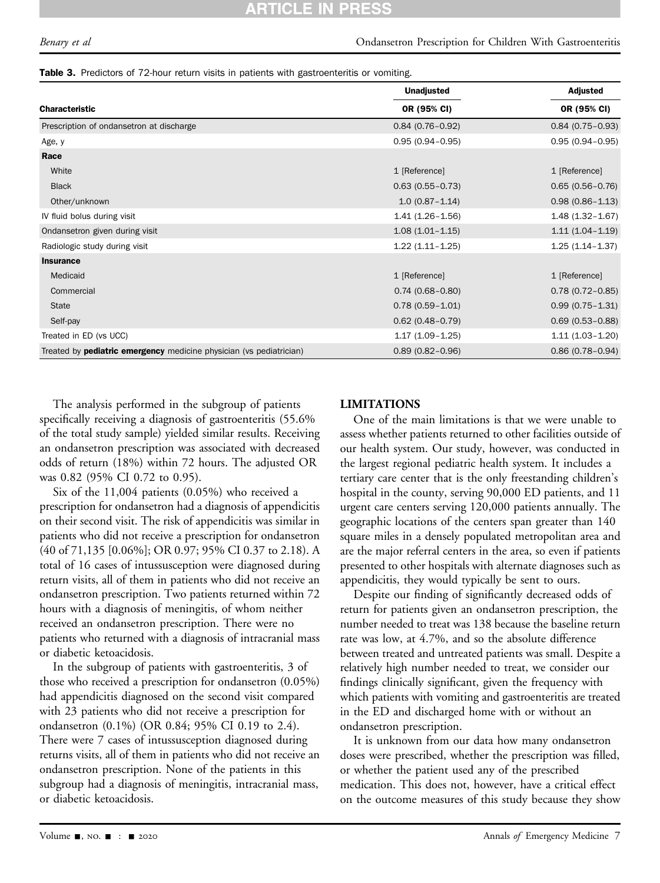**Table 3.** Predictors of 72-hour return visits in patients with gastroenteritis or vomiting.

| | Unadjusted | Adjusted |
|---|---|---|
| **Characteristic** | **OR (95% CI)** | **OR (95% CI)** |
| Prescription of ondansetron at discharge | 0.84 (0.76–0.92) | 0.84 (0.75–0.93) |
| Age, y | 0.95 (0.94–0.95) | 0.95 (0.94–0.95) |
| **Race** | | |
| White | 1 [Reference] | 1 [Reference] |
| Black | 0.63 (0.55–0.73) | 0.65 (0.56–0.76) |
| Other/unknown | 1.0 (0.87–1.14) | 0.98 (0.86–1.13) |
| IV fluid bolus during visit | 1.41 (1.26–1.56) | 1.48 (1.32–1.67) |
| Ondansetron given during visit | 1.08 (1.01–1.15) | 1.11 (1.04–1.19) |
| Radiologic study during visit | 1.22 (1.11–1.25) | 1.25 (1.14–1.37) |
| **Insurance** | | |
| Medicaid | 1 [Reference] | 1 [Reference] |
| Commercial | 0.74 (0.68–0.80) | 0.78 (0.72–0.85) |
| State | 0.78 (0.59–1.01) | 0.99 (0.75–1.31) |
| Self-pay | 0.62 (0.48–0.79) | 0.69 (0.53–0.88) |
| Treated in ED (vs UCC) | 1.17 (1.09–1.25) | 1.11 (1.03–1.20) |
| Treated by **pediatric emergency** medicine physician (vs pediatrician) | 0.89 (0.82–0.96) | 0.86 (0.78–0.94) |

The analysis performed in the subgroup of patients specifically receiving a diagnosis of gastroenteritis (55.6% of the total study sample) yielded similar results. Receiving an ondansetron prescription was associated with decreased odds of return (18%) within 72 hours. The adjusted OR was 0.82 (95% CI 0.72 to 0.95).

Six of the 11,004 patients (0.05%) who received a prescription for ondansetron had a diagnosis of appendicitis on their second visit. The risk of appendicitis was similar in patients who did not receive a prescription for ondansetron (40 of 71,135 [0.06%]; OR 0.97; 95% CI 0.37 to 2.18). A total of 16 cases of intussusception were diagnosed during return visits, all of them in patients who did not receive an ondansetron prescription. Two patients returned within 72 hours with a diagnosis of meningitis, of whom neither received an ondansetron prescription. There were no patients who returned with a diagnosis of intracranial mass or diabetic ketoacidosis.

In the subgroup of patients with gastroenteritis, 3 of those who received a prescription for ondansetron (0.05%) had appendicitis diagnosed on the second visit compared with 23 patients who did not receive a prescription for ondansetron (0.1%) (OR 0.84; 95% CI 0.19 to 2.4). There were 7 cases of intussusception diagnosed during returns visits, all of them in patients who did not receive an ondansetron prescription. None of the patients in this subgroup had a diagnosis of meningitis, intracranial mass, or diabetic ketoacidosis.

## LIMITATIONS

One of the main limitations is that we were unable to assess whether patients returned to other facilities outside of our health system. Our study, however, was conducted in the largest regional pediatric health system. It includes a tertiary care center that is the only freestanding children's hospital in the county, serving 90,000 ED patients, and 11 urgent care centers serving 120,000 patients annually. The geographic locations of the centers span greater than 140 square miles in a densely populated metropolitan area and are the major referral centers in the area, so even if patients presented to other hospitals with alternate diagnoses such as appendicitis, they would typically be sent to ours.

Despite our finding of significantly decreased odds of return for patients given an ondansetron prescription, the number needed to treat was 138 because the baseline return rate was low, at 4.7%, and so the absolute difference between treated and untreated patients was small. Despite a relatively high number needed to treat, we consider our findings clinically significant, given the frequency with which patients with vomiting and gastroenteritis are treated in the ED and discharged home with or without an ondansetron prescription.

It is unknown from our data how many ondansetron doses were prescribed, whether the prescription was filled, or whether the patient used any of the prescribed medication. This does not, however, have a critical effect on the outcome measures of this study because they show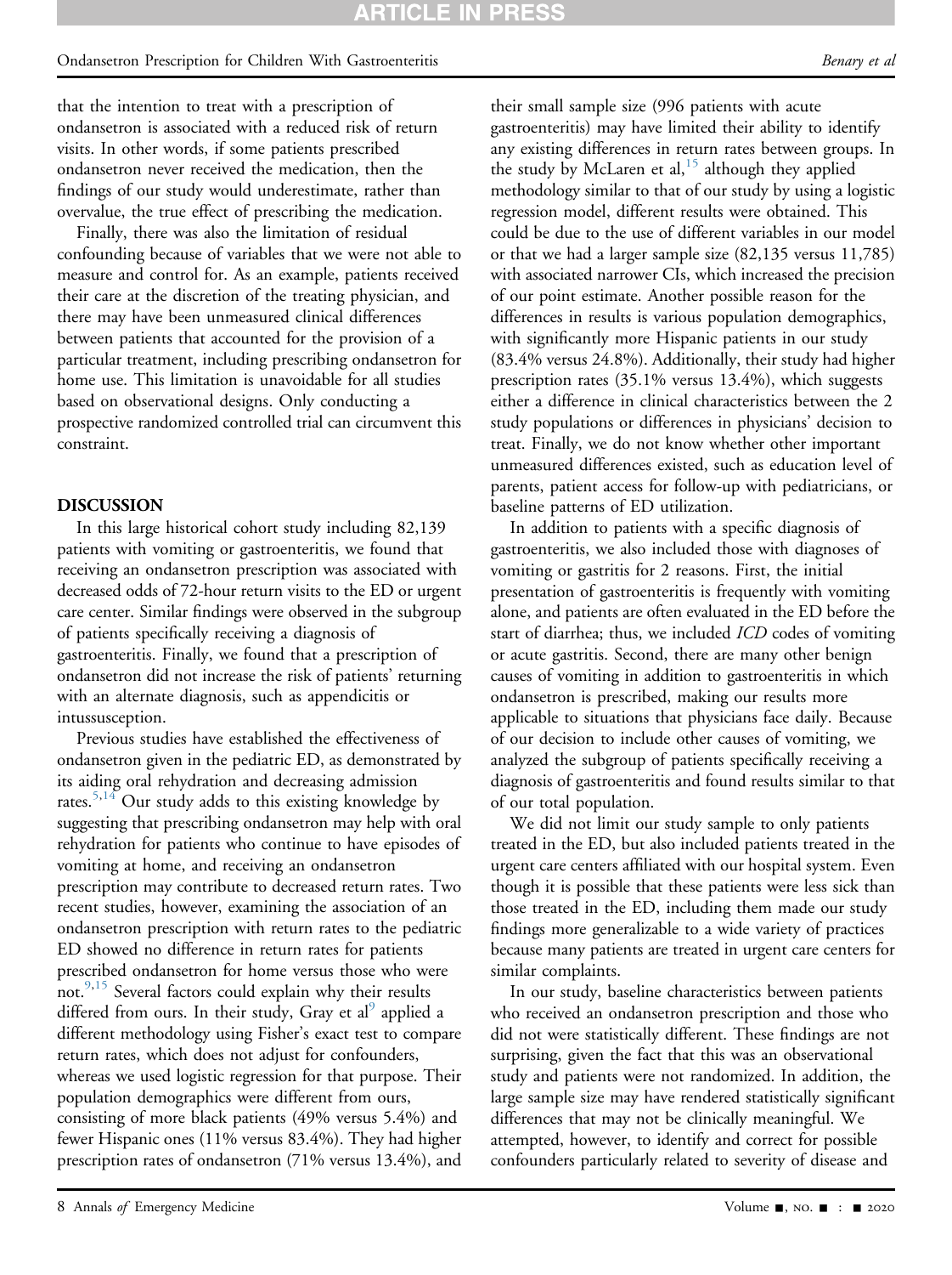that the intention to treat with a prescription of ondansetron is associated with a reduced risk of return visits. In other words, if some patients prescribed ondansetron never received the medication, then the findings of our study would underestimate, rather than overvalue, the true effect of prescribing the medication.

Finally, there was also the limitation of residual confounding because of variables that we were not able to measure and control for. As an example, patients received their care at the discretion of the treating physician, and there may have been unmeasured clinical differences between patients that accounted for the provision of a particular treatment, including prescribing ondansetron for home use. This limitation is unavoidable for all studies based on observational designs. Only conducting a prospective randomized controlled trial can circumvent this constraint.

## DISCUSSION

In this large historical cohort study including 82,139 patients with vomiting or gastroenteritis, we found that receiving an ondansetron prescription was associated with decreased odds of 72-hour return visits to the ED or urgent care center. Similar findings were observed in the subgroup of patients specifically receiving a diagnosis of gastroenteritis. Finally, we found that a prescription of ondansetron did not increase the risk of patients' returning with an alternate diagnosis, such as appendicitis or intussusception.

Previous studies have established the effectiveness of ondansetron given in the pediatric ED, as demonstrated by its aiding oral rehydration and decreasing admission rates.[5,14] Our study adds to this existing knowledge by suggesting that prescribing ondansetron may help with oral rehydration for patients who continue to have episodes of vomiting at home, and receiving an ondansetron prescription may contribute to decreased return rates. Two recent studies, however, examining the association of an ondansetron prescription with return rates to the pediatric ED showed no difference in return rates for patients prescribed ondansetron for home versus those who were not.[9,15] Several factors could explain why their results differed from ours. In their study, Gray et al[9] applied a different methodology using Fisher's exact test to compare return rates, which does not adjust for confounders, whereas we used logistic regression for that purpose. Their population demographics were different from ours, consisting of more black patients (49% versus 5.4%) and fewer Hispanic ones (11% versus 83.4%). They had higher prescription rates of ondansetron (71% versus 13.4%), and their small sample size (996 patients with acute gastroenteritis) may have limited their ability to identify any existing differences in return rates between groups. In the study by McLaren et al,[15] although they applied methodology similar to that of our study by using a logistic regression model, different results were obtained. This could be due to the use of different variables in our model or that we had a larger sample size (82,135 versus 11,785) with associated narrower CIs, which increased the precision of our point estimate. Another possible reason for the differences in results is various population demographics, with significantly more Hispanic patients in our study (83.4% versus 24.8%). Additionally, their study had higher prescription rates (35.1% versus 13.4%), which suggests either a difference in clinical characteristics between the 2 study populations or differences in physicians' decision to treat. Finally, we do not know whether other important unmeasured differences existed, such as education level of parents, patient access for follow-up with pediatricians, or baseline patterns of ED utilization.

In addition to patients with a specific diagnosis of gastroenteritis, we also included those with diagnoses of vomiting or gastritis for 2 reasons. First, the initial presentation of gastroenteritis is frequently with vomiting alone, and patients are often evaluated in the ED before the start of diarrhea; thus, we included *ICD* codes of vomiting or acute gastritis. Second, there are many other benign causes of vomiting in addition to gastroenteritis in which ondansetron is prescribed, making our results more applicable to situations that physicians face daily. Because of our decision to include other causes of vomiting, we analyzed the subgroup of patients specifically receiving a diagnosis of gastroenteritis and found results similar to that of our total population.

We did not limit our study sample to only patients treated in the ED, but also included patients treated in the urgent care centers affiliated with our hospital system. Even though it is possible that these patients were less sick than those treated in the ED, including them made our study findings more generalizable to a wide variety of practices because many patients are treated in urgent care centers for similar complaints.

In our study, baseline characteristics between patients who received an ondansetron prescription and those who did not were statistically different. These findings are not surprising, given the fact that this was an observational study and patients were not randomized. In addition, the large sample size may have rendered statistically significant differences that may not be clinically meaningful. We attempted, however, to identify and correct for possible confounders particularly related to severity of disease and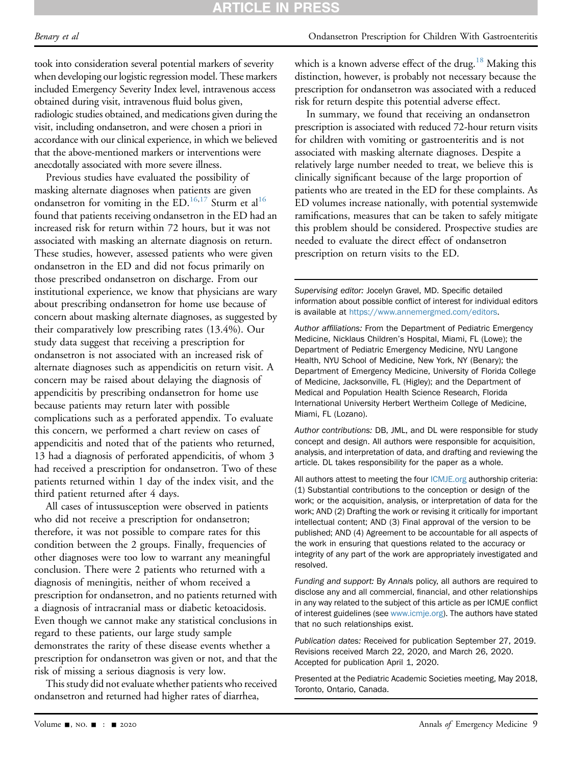took into consideration several potential markers of severity when developing our logistic regression model. These markers included Emergency Severity Index level, intravenous access obtained during visit, intravenous fluid bolus given, radiologic studies obtained, and medications given during the visit, including ondansetron, and were chosen a priori in accordance with our clinical experience, in which we believed that the above-mentioned markers or interventions were anecdotally associated with more severe illness.

Previous studies have evaluated the possibility of masking alternate diagnoses when patients are given ondansetron for vomiting in the ED.[16,17] Sturm et al[16] found that patients receiving ondansetron in the ED had an increased risk for return within 72 hours, but it was not associated with masking an alternate diagnosis on return. These studies, however, assessed patients who were given ondansetron in the ED and did not focus primarily on those prescribed ondansetron on discharge. From our institutional experience, we know that physicians are wary about prescribing ondansetron for home use because of concern about masking alternate diagnoses, as suggested by their comparatively low prescribing rates (13.4%). Our study data suggest that receiving a prescription for ondansetron is not associated with an increased risk of alternate diagnoses such as appendicitis on return visit. A concern may be raised about delaying the diagnosis of appendicitis by prescribing ondansetron for home use because patients may return later with possible complications such as a perforated appendix. To evaluate this concern, we performed a chart review on cases of appendicitis and noted that of the patients who returned, 13 had a diagnosis of perforated appendicitis, of whom 3 had received a prescription for ondansetron. Two of these patients returned within 1 day of the index visit, and the third patient returned after 4 days.

All cases of intussusception were observed in patients who did not receive a prescription for ondansetron; therefore, it was not possible to compare rates for this condition between the 2 groups. Finally, frequencies of other diagnoses were too low to warrant any meaningful conclusion. There were 2 patients who returned with a diagnosis of meningitis, neither of whom received a prescription for ondansetron, and no patients returned with a diagnosis of intracranial mass or diabetic ketoacidosis. Even though we cannot make any statistical conclusions in regard to these patients, our large study sample demonstrates the rarity of these disease events whether a prescription for ondansetron was given or not, and that the risk of missing a serious diagnosis is very low.

This study did not evaluate whether patients who received ondansetron and returned had higher rates of diarrhea, which is a known adverse effect of the drug.[18] Making this distinction, however, is probably not necessary because the prescription for ondansetron was associated with a reduced risk for return despite this potential adverse effect.

In summary, we found that receiving an ondansetron prescription is associated with reduced 72-hour return visits for children with vomiting or gastroenteritis and is not associated with masking alternate diagnoses. Despite a relatively large number needed to treat, we believe this is clinically significant because of the large proportion of patients who are treated in the ED for these complaints. As ED volumes increase nationally, with potential systemwide ramifications, measures that can be taken to safely mitigate this problem should be considered. Prospective studies are needed to evaluate the direct effect of ondansetron prescription on return visits to the ED.

---

*Supervising editor:* Jocelyn Gravel, MD. Specific detailed information about possible conflict of interest for individual editors is available at https://www.annemergmed.com/editors.

*Author affiliations:* From the Department of Pediatric Emergency Medicine, Nicklaus Children's Hospital, Miami, FL (Lowe); the Department of Pediatric Emergency Medicine, NYU Langone Health, NYU School of Medicine, New York, NY (Benary); the Department of Emergency Medicine, University of Florida College of Medicine, Jacksonville, FL (Higley); and the Department of Medical and Population Health Science Research, Florida International University Herbert Wertheim College of Medicine, Miami, FL (Lozano).

*Author contributions:* DB, JML, and DL were responsible for study concept and design. All authors were responsible for acquisition, analysis, and interpretation of data, and drafting and reviewing the article. DL takes responsibility for the paper as a whole.

All authors attest to meeting the four ICMJE.org authorship criteria: (1) Substantial contributions to the conception or design of the work; or the acquisition, analysis, or interpretation of data for the work; AND (2) Drafting the work or revising it critically for important intellectual content; AND (3) Final approval of the version to be published; AND (4) Agreement to be accountable for all aspects of the work in ensuring that questions related to the accuracy or integrity of any part of the work are appropriately investigated and resolved.

*Funding and support:* By *Annals* policy, all authors are required to disclose any and all commercial, financial, and other relationships in any way related to the subject of this article as per ICMJE conflict of interest guidelines (see www.icmje.org). The authors have stated that no such relationships exist.

*Publication dates:* Received for publication September 27, 2019. Revisions received March 22, 2020, and March 26, 2020. Accepted for publication April 1, 2020.

Presented at the Pediatric Academic Societies meeting, May 2018, Toronto, Ontario, Canada.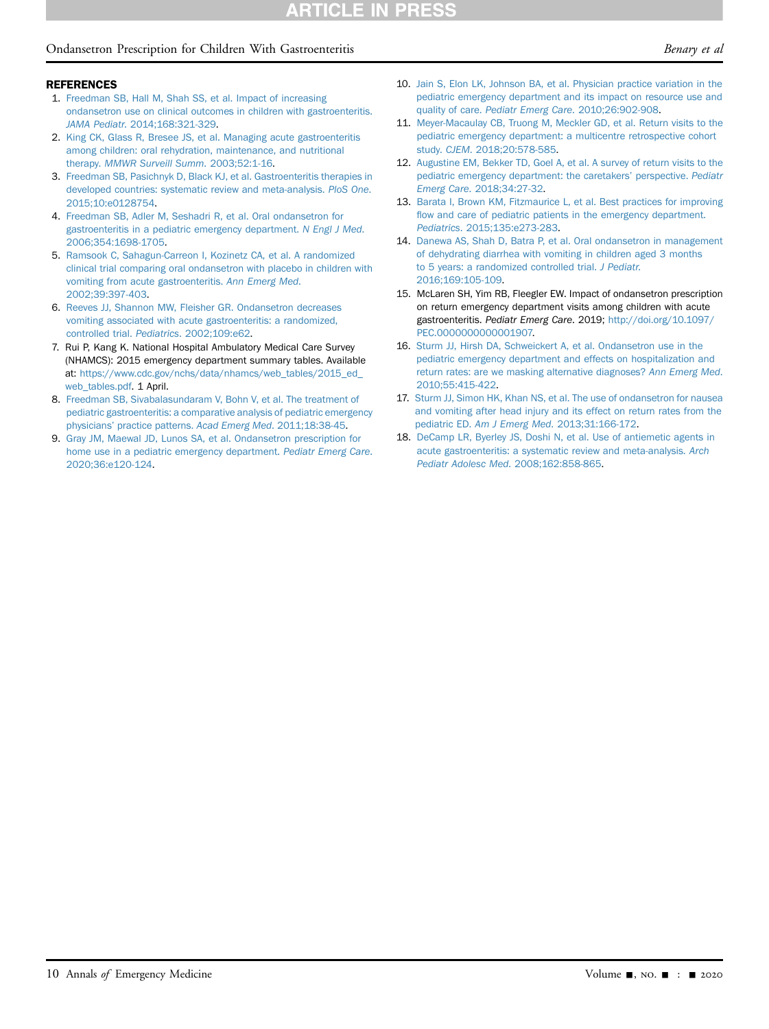## REFERENCES

1. Freedman SB, Hall M, Shah SS, et al. Impact of increasing ondansetron use on clinical outcomes in children with gastroenteritis. *JAMA Pediatr*. 2014;168:321-329.
2. King CK, Glass R, Bresee JS, et al. Managing acute gastroenteritis among children: oral rehydration, maintenance, and nutritional therapy. *MMWR Surveill Summ*. 2003;52:1-16.
3. Freedman SB, Pasichnyk D, Black KJ, et al. Gastroenteritis therapies in developed countries: systematic review and meta-analysis. *PloS One*. 2015;10:e0128754.
4. Freedman SB, Adler M, Seshadri R, et al. Oral ondansetron for gastroenteritis in a pediatric emergency department. *N Engl J Med*. 2006;354:1698-1705.
5. Ramsook C, Sahagun-Carreon I, Kozinetz CA, et al. A randomized clinical trial comparing oral ondansetron with placebo in children with vomiting from acute gastroenteritis. *Ann Emerg Med*. 2002;39:397-403.
6. Reeves JJ, Shannon MW, Fleisher GR. Ondansetron decreases vomiting associated with acute gastroenteritis: a randomized, controlled trial. *Pediatrics*. 2002;109:e62.
7. Rui P, Kang K. National Hospital Ambulatory Medical Care Survey (NHAMCS): 2015 emergency department summary tables. Available at: https://www.cdc.gov/nchs/data/nhamcs/web_tables/2015_ed_web_tables.pdf. 1 April.
8. Freedman SB, Sivabalasundaram V, Bohn V, et al. The treatment of pediatric gastroenteritis: a comparative analysis of pediatric emergency physicians' practice patterns. *Acad Emerg Med*. 2011;18:38-45.
9. Gray JM, Maewal JD, Lunos SA, et al. Ondansetron prescription for home use in a pediatric emergency department. *Pediatr Emerg Care*. 2020;36:e120-124.
10. Jain S, Elon LK, Johnson BA, et al. Physician practice variation in the pediatric emergency department and its impact on resource use and quality of care. *Pediatr Emerg Care*. 2010;26:902-908.
11. Meyer-Macaulay CB, Truong M, Meckler GD, et al. Return visits to the pediatric emergency department: a multicentre retrospective cohort study. *CJEM*. 2018;20:578-585.
12. Augustine EM, Bekker TD, Goel A, et al. A survey of return visits to the pediatric emergency department: the caretakers' perspective. *Pediatr Emerg Care*. 2018;34:27-32.
13. Barata I, Brown KM, Fitzmaurice L, et al. Best practices for improving flow and care of pediatric patients in the emergency department. *Pediatrics*. 2015;135:e273-283.
14. Danewa AS, Shah D, Batra P, et al. Oral ondansetron in management of dehydrating diarrhea with vomiting in children aged 3 months to 5 years: a randomized controlled trial. *J Pediatr*. 2016;169:105-109.
15. McLaren SH, Yim RB, Fleegler EW. Impact of ondansetron prescription on return emergency department visits among children with acute gastroenteritis. *Pediatr Emerg Care*. 2019; http://doi.org/10.1097/PEC.0000000000001907.
16. Sturm JJ, Hirsh DA, Schweickert A, et al. Ondansetron use in the pediatric emergency department and effects on hospitalization and return rates: are we masking alternative diagnoses? *Ann Emerg Med*. 2010;55:415-422.
17. Sturm JJ, Simon HK, Khan NS, et al. The use of ondansetron for nausea and vomiting after head injury and its effect on return rates from the pediatric ED. *Am J Emerg Med*. 2013;31:166-172.
18. DeCamp LR, Byerley JS, Doshi N, et al. Use of antiemetic agents in acute gastroenteritis: a systematic review and meta-analysis. *Arch Pediatr Adolesc Med*. 2008;162:858-865.